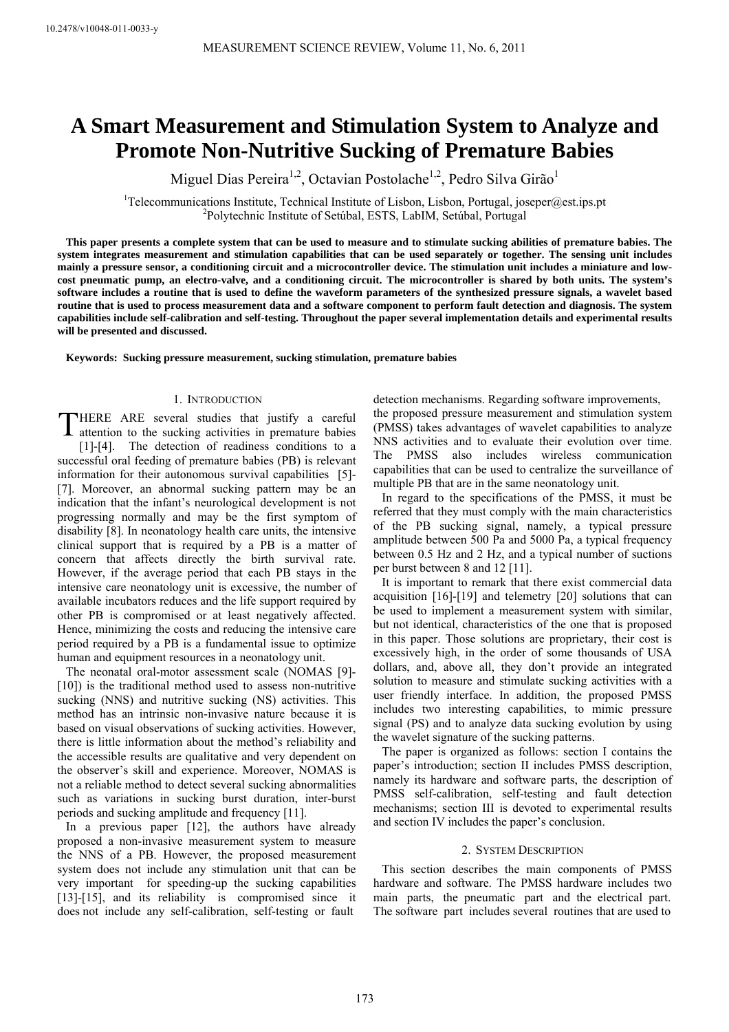10.2478/v10048-011-0033-y

# A Smart Measurement and Stimulation System to Analyze and Promote Non-Nutritive Sucking of Premature Babies

Miguel Dias Pereira[1,2], Octavian Postolache[1,2], Pedro Silva Girão[1]

[1]Telecommunications Institute, Technical Institute of Lisbon, Lisbon, Portugal, joseper@est.ips.pt
[2]Polytechnic Institute of Setúbal, ESTS, LabIM, Setúbal, Portugal

**This paper presents a complete system that can be used to measure and to stimulate sucking abilities of premature babies. The system integrates measurement and stimulation capabilities that can be used separately or together. The sensing unit includes mainly a pressure sensor, a conditioning circuit and a microcontroller device. The stimulation unit includes a miniature and low-cost pneumatic pump, an electro-valve, and a conditioning circuit. The microcontroller is shared by both units. The system's software includes a routine that is used to define the waveform parameters of the synthesized pressure signals, a wavelet based routine that is used to process measurement data and a software component to perform fault detection and diagnosis. The system capabilities include self-calibration and self-testing. Throughout the paper several implementation details and experimental results will be presented and discussed.**

**Keywords: Sucking pressure measurement, sucking stimulation, premature babies**

## 1. Introduction

THERE ARE several studies that justify a careful attention to the sucking activities in premature babies [1]-[4]. The detection of readiness conditions to a successful oral feeding of premature babies (PB) is relevant information for their autonomous survival capabilities [5]-[7]. Moreover, an abnormal sucking pattern may be an indication that the infant's neurological development is not progressing normally and may be the first symptom of disability [8]. In neonatology health care units, the intensive clinical support that is required by a PB is a matter of concern that affects directly the birth survival rate. However, if the average period that each PB stays in the intensive care neonatology unit is excessive, the number of available incubators reduces and the life support required by other PB is compromised or at least negatively affected. Hence, minimizing the costs and reducing the intensive care period required by a PB is a fundamental issue to optimize human and equipment resources in a neonatology unit.

The neonatal oral-motor assessment scale (NOMAS [9]-[10]) is the traditional method used to assess non-nutritive sucking (NNS) and nutritive sucking (NS) activities. This method has an intrinsic non-invasive nature because it is based on visual observations of sucking activities. However, there is little information about the method's reliability and the accessible results are qualitative and very dependent on the observer's skill and experience. Moreover, NOMAS is not a reliable method to detect several sucking abnormalities such as variations in sucking burst duration, inter-burst periods and sucking amplitude and frequency [11].

In a previous paper [12], the authors have already proposed a non-invasive measurement system to measure the NNS of a PB. However, the proposed measurement system does not include any stimulation unit that can be very important for speeding-up the sucking capabilities [13]-[15], and its reliability is compromised since it does not include any self-calibration, self-testing or fault detection mechanisms. Regarding software improvements, the proposed pressure measurement and stimulation system (PMSS) takes advantages of wavelet capabilities to analyze NNS activities and to evaluate their evolution over time. The PMSS also includes wireless communication capabilities that can be used to centralize the surveillance of multiple PB that are in the same neonatology unit.

In regard to the specifications of the PMSS, it must be referred that they must comply with the main characteristics of the PB sucking signal, namely, a typical pressure amplitude between 500 Pa and 5000 Pa, a typical frequency between 0.5 Hz and 2 Hz, and a typical number of suctions per burst between 8 and 12 [11].

It is important to remark that there exist commercial data acquisition [16]-[19] and telemetry [20] solutions that can be used to implement a measurement system with similar, but not identical, characteristics of the one that is proposed in this paper. Those solutions are proprietary, their cost is excessively high, in the order of some thousands of USA dollars, and, above all, they don't provide an integrated solution to measure and stimulate sucking activities with a user friendly interface. In addition, the proposed PMSS includes two interesting capabilities, to mimic pressure signal (PS) and to analyze data sucking evolution by using the wavelet signature of the sucking patterns.

The paper is organized as follows: section I contains the paper's introduction; section II includes PMSS description, namely its hardware and software parts, the description of PMSS self-calibration, self-testing and fault detection mechanisms; section III is devoted to experimental results and section IV includes the paper's conclusion.

## 2. System Description

This section describes the main components of PMSS hardware and software. The PMSS hardware includes two main parts, the pneumatic part and the electrical part. The software part includes several routines that are used to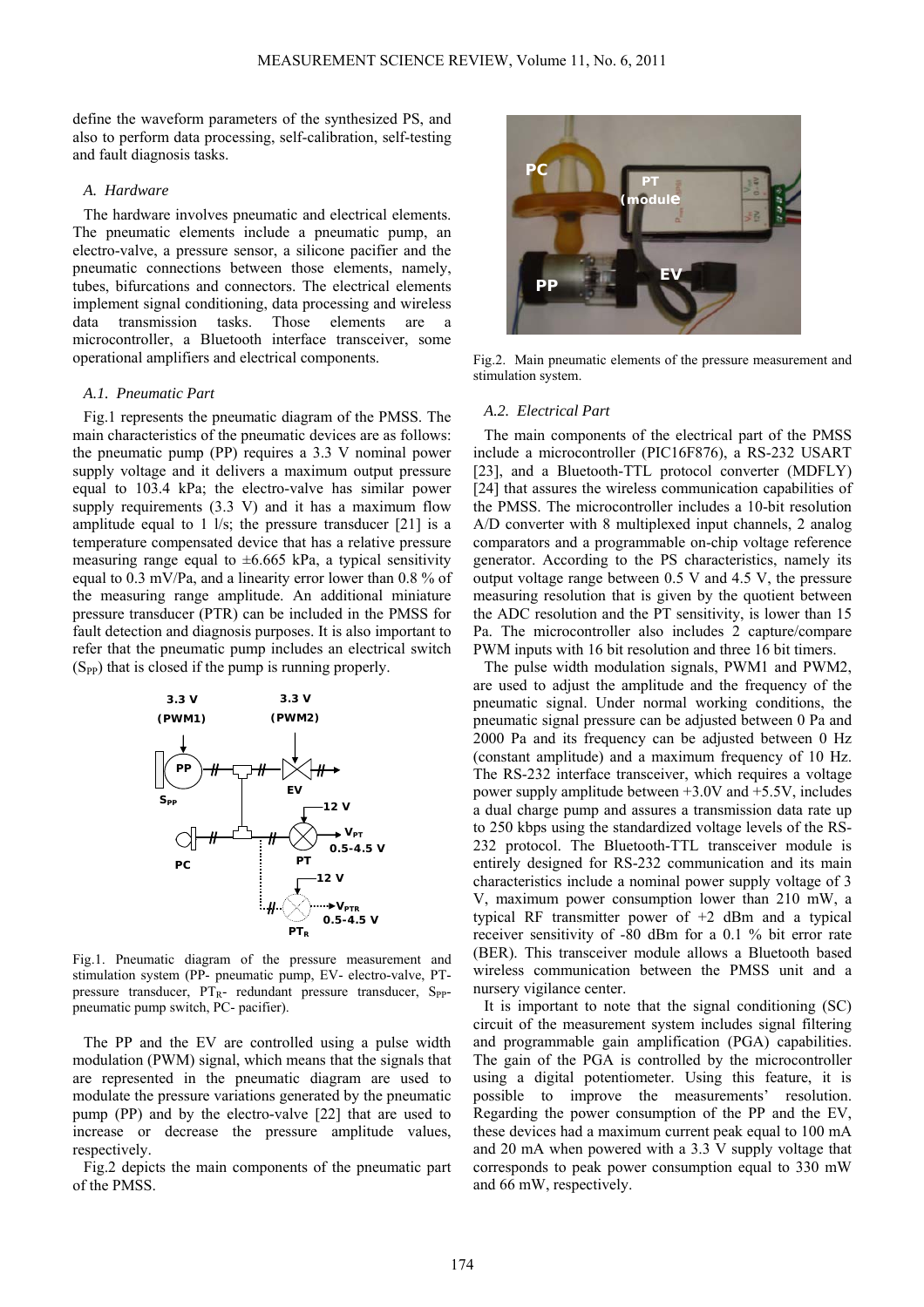define the waveform parameters of the synthesized PS, and also to perform data processing, self-calibration, self-testing and fault diagnosis tasks.

### *A. Hardware*

The hardware involves pneumatic and electrical elements. The pneumatic elements include a pneumatic pump, an electro-valve, a pressure sensor, a silicone pacifier and the pneumatic connections between those elements, namely, tubes, bifurcations and connectors. The electrical elements implement signal conditioning, data processing and wireless data transmission tasks. Those elements are a microcontroller, a Bluetooth interface transceiver, some operational amplifiers and electrical components.

#### *A.1. Pneumatic Part*

Fig.1 represents the pneumatic diagram of the PMSS. The main characteristics of the pneumatic devices are as follows: the pneumatic pump (PP) requires a 3.3 V nominal power supply voltage and it delivers a maximum output pressure equal to 103.4 kPa; the electro-valve has similar power supply requirements (3.3 V) and it has a maximum flow amplitude equal to 1 l/s; the pressure transducer [21] is a temperature compensated device that has a relative pressure measuring range equal to ±6.665 kPa, a typical sensitivity equal to 0.3 mV/Pa, and a linearity error lower than 0.8 % of the measuring range amplitude. An additional miniature pressure transducer (PTR) can be included in the PMSS for fault detection and diagnosis purposes. It is also important to refer that the pneumatic pump includes an electrical switch ($S_{PP}$) that is closed if the pump is running properly.

Fig.1. Pneumatic diagram of the pressure measurement and stimulation system (PP- pneumatic pump, EV- electro-valve, PT- pressure transducer, $PT_R$- redundant pressure transducer, $S_{PP}$- pneumatic pump switch, PC- pacifier).

The PP and the EV are controlled using a pulse width modulation (PWM) signal, which means that the signals that are represented in the pneumatic diagram are used to modulate the pressure variations generated by the pneumatic pump (PP) and by the electro-valve [22] that are used to increase or decrease the pressure amplitude values, respectively.

Fig.2 depicts the main components of the pneumatic part of the PMSS.

Fig.2. Main pneumatic elements of the pressure measurement and stimulation system.

#### *A.2. Electrical Part*

The main components of the electrical part of the PMSS include a microcontroller (PIC16F876), a RS-232 USART [23], and a Bluetooth-TTL protocol converter (MDFLY) [24] that assures the wireless communication capabilities of the PMSS. The microcontroller includes a 10-bit resolution A/D converter with 8 multiplexed input channels, 2 analog comparators and a programmable on-chip voltage reference generator. According to the PS characteristics, namely its output voltage range between 0.5 V and 4.5 V, the pressure measuring resolution that is given by the quotient between the ADC resolution and the PT sensitivity, is lower than 15 Pa. The microcontroller also includes 2 capture/compare PWM inputs with 16 bit resolution and three 16 bit timers.

The pulse width modulation signals, PWM1 and PWM2, are used to adjust the amplitude and the frequency of the pneumatic signal. Under normal working conditions, the pneumatic signal pressure can be adjusted between 0 Pa and 2000 Pa and its frequency can be adjusted between 0 Hz (constant amplitude) and a maximum frequency of 10 Hz. The RS-232 interface transceiver, which requires a voltage power supply amplitude between +3.0V and +5.5V, includes a dual charge pump and assures a transmission data rate up to 250 kbps using the standardized voltage levels of the RS-232 protocol. The Bluetooth-TTL transceiver module is entirely designed for RS-232 communication and its main characteristics include a nominal power supply voltage of 3 V, maximum power consumption lower than 210 mW, a typical RF transmitter power of +2 dBm and a typical receiver sensitivity of -80 dBm for a 0.1 % bit error rate (BER). This transceiver module allows a Bluetooth based wireless communication between the PMSS unit and a nursery vigilance center.

It is important to note that the signal conditioning (SC) circuit of the measurement system includes signal filtering and programmable gain amplification (PGA) capabilities. The gain of the PGA is controlled by the microcontroller using a digital potentiometer. Using this feature, it is possible to improve the measurements' resolution. Regarding the power consumption of the PP and the EV, these devices had a maximum current peak equal to 100 mA and 20 mA when powered with a 3.3 V supply voltage that corresponds to peak power consumption equal to 330 mW and 66 mW, respectively.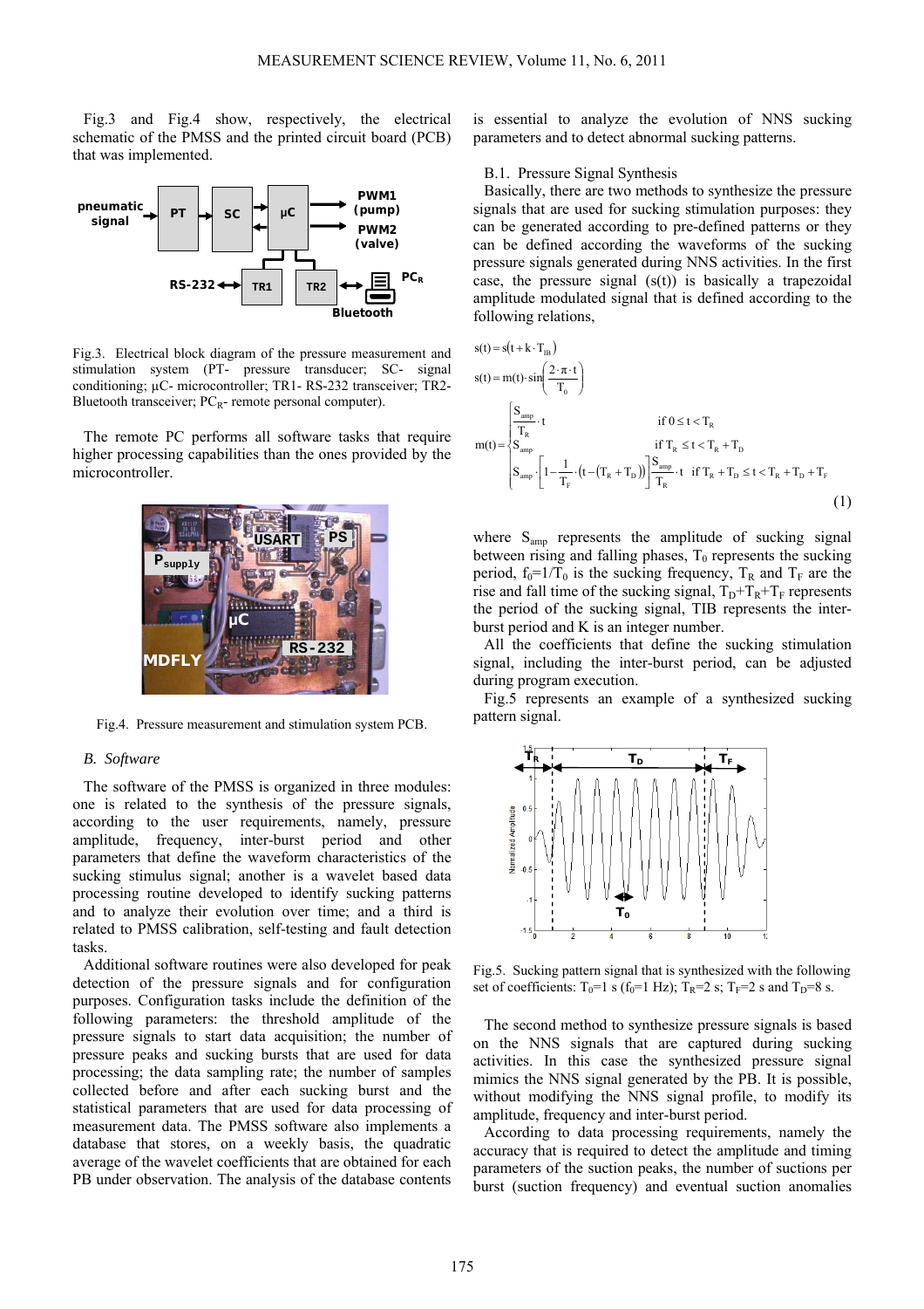Fig.3 and Fig.4 show, respectively, the electrical schematic of the PMSS and the printed circuit board (PCB) that was implemented.

Fig.3. Electrical block diagram of the pressure measurement and stimulation system (PT- pressure transducer; SC- signal conditioning; μC- microcontroller; TR1- RS-232 transceiver; TR2- Bluetooth transceiver; $PC_R$- remote personal computer).

The remote PC performs all software tasks that require higher processing capabilities than the ones provided by the microcontroller.

Fig.4. Pressure measurement and stimulation system PCB.

### *B. Software*

The software of the PMSS is organized in three modules: one is related to the synthesis of the pressure signals, according to the user requirements, namely, pressure amplitude, frequency, inter-burst period and other parameters that define the waveform characteristics of the sucking stimulus signal; another is a wavelet based data processing routine developed to identify sucking patterns and to analyze their evolution over time; and a third is related to PMSS calibration, self-testing and fault detection tasks.

Additional software routines were also developed for peak detection of the pressure signals and for configuration purposes. Configuration tasks include the definition of the following parameters: the threshold amplitude of the pressure signals to start data acquisition; the number of pressure peaks and sucking bursts that are used for data processing; the data sampling rate; the number of samples collected before and after each sucking burst and the statistical parameters that are used for data processing of measurement data. The PMSS software also implements a database that stores, on a weekly basis, the quadratic average of the wavelet coefficients that are obtained for each PB under observation. The analysis of the database contents is essential to analyze the evolution of NNS sucking parameters and to detect abnormal sucking patterns.

B.1. Pressure Signal Synthesis

Basically, there are two methods to synthesize the pressure signals that are used for sucking stimulation purposes: they can be generated according to pre-defined patterns or they can be defined according the waveforms of the sucking pressure signals generated during NNS activities. In the first case, the pressure signal (s(t)) is basically a trapezoidal amplitude modulated signal that is defined according to the following relations,

$$s(t) = s(t + k \cdot T_{IB})$$

$$s(t) = m(t) \cdot \sin\left(\frac{2 \cdot \pi \cdot t}{T_0}\right)$$

$$m(t) = \begin{cases} \dfrac{S_{amp}}{T_R} \cdot t & \text{if } 0 \le t < T_R \\ S_{amp} & \text{if } T_R \le t < T_R + T_D \\ S_{amp} \cdot \left[1 - \dfrac{1}{T_F} \cdot \left(t - (T_R + T_D)\right)\right] \dfrac{S_{amp}}{T_R} \cdot t & \text{if } T_R + T_D \le t < T_R + T_D + T_F \end{cases} \tag{1}$$

where $S_{amp}$ represents the amplitude of sucking signal between rising and falling phases, $T_0$ represents the sucking period, $f_0=1/T_0$ is the sucking frequency, $T_R$ and $T_F$ are the rise and fall time of the sucking signal, $T_D+T_R+T_F$ represents the period of the sucking signal, TIB represents the inter-burst period and K is an integer number.

All the coefficients that define the sucking stimulation signal, including the inter-burst period, can be adjusted during program execution.

Fig.5 represents an example of a synthesized sucking pattern signal.

Fig.5. Sucking pattern signal that is synthesized with the following set of coefficients: $T_0$=1 s ($f_0$=1 Hz); $T_R$=2 s; $T_F$=2 s and $T_D$=8 s.

The second method to synthesize pressure signals is based on the NNS signals that are captured during sucking activities. In this case the synthesized pressure signal mimics the NNS signal generated by the PB. It is possible, without modifying the NNS signal profile, to modify its amplitude, frequency and inter-burst period.

According to data processing requirements, namely the accuracy that is required to detect the amplitude and timing parameters of the suction peaks, the number of suctions per burst (suction frequency) and eventual suction anomalies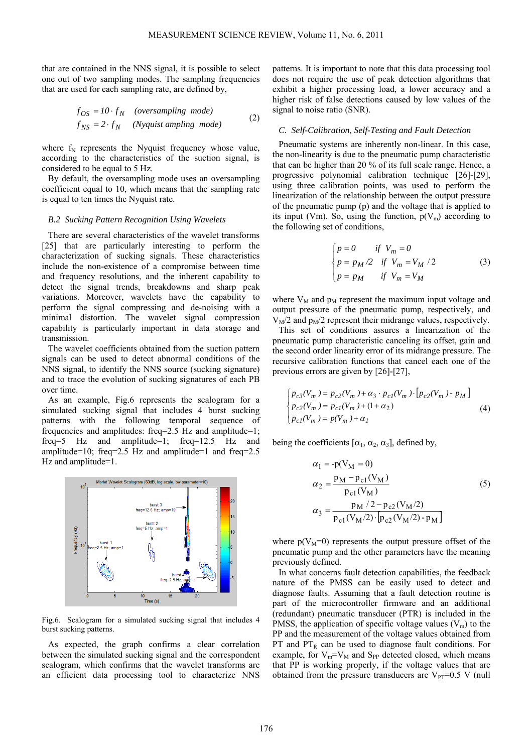that are contained in the NNS signal, it is possible to select one out of two sampling modes. The sampling frequencies that are used for each sampling rate, are defined by,

$$\begin{aligned} f_{OS} &= 10 \cdot f_N \quad \textit{(oversampling mode)} \\ f_{NS} &= 2 \cdot f_N \quad \textit{(Nyquist ampling mode)} \end{aligned} \tag{2}$$

where $f_N$ represents the Nyquist frequency whose value, according to the characteristics of the suction signal, is considered to be equal to 5 Hz.

By default, the oversampling mode uses an oversampling coefficient equal to 10, which means that the sampling rate is equal to ten times the Nyquist rate.

### *B.2 Sucking Pattern Recognition Using Wavelets*

There are several characteristics of the wavelet transforms [25] that are particularly interesting to perform the characterization of sucking signals. These characteristics include the non-existence of a compromise between time and frequency resolutions, and the inherent capability to detect the signal trends, breakdowns and sharp peak variations. Moreover, wavelets have the capability to perform the signal compressing and de-noising with a minimal distortion. The wavelet signal compression capability is particularly important in data storage and transmission.

The wavelet coefficients obtained from the suction pattern signals can be used to detect abnormal conditions of the NNS signal, to identify the NNS source (sucking signature) and to trace the evolution of sucking signatures of each PB over time.

As an example, Fig.6 represents the scalogram for a simulated sucking signal that includes 4 burst sucking patterns with the following temporal sequence of frequencies and amplitudes: freq=2.5 Hz and amplitude=1; freq=5 Hz and amplitude=1; freq=12.5 Hz and amplitude=10; freq=2.5 Hz and amplitude=1 and freq=2.5 Hz and amplitude=1.

Fig.6. Scalogram for a simulated sucking signal that includes 4 burst sucking patterns.

As expected, the graph confirms a clear correlation between the simulated sucking signal and the correspondent scalogram, which confirms that the wavelet transforms are an efficient data processing tool to characterize NNS patterns. It is important to note that this data processing tool does not require the use of peak detection algorithms that exhibit a higher processing load, a lower accuracy and a higher risk of false detections caused by low values of the signal to noise ratio (SNR).

### *C. Self-Calibration, Self-Testing and Fault Detection*

Pneumatic systems are inherently non-linear. In this case, the non-linearity is due to the pneumatic pump characteristic that can be higher than 20 % of its full scale range. Hence, a progressive polynomial calibration technique [26]-[29], using three calibration points, was used to perform the linearization of the relationship between the output pressure of the pneumatic pump (p) and the voltage that is applied to its input (Vm). So, using the function, $p(V_m)$ according to the following set of conditions,

$$\begin{cases} p = 0 & \text{if } V_m = 0 \\ p = p_M/2 & \text{if } V_m = V_M/2 \\ p = p_M & \text{if } V_m = V_M \end{cases} \tag{3}$$

where $V_M$ and $p_M$ represent the maximum input voltage and output pressure of the pneumatic pump, respectively, and $V_M/2$ and $p_M/2$ represent their midrange values, respectively.

This set of conditions assures a linearization of the pneumatic pump characteristic canceling its offset, gain and the second order linearity error of its midrange pressure. The recursive calibration functions that cancel each one of the previous errors are given by [26]-[27],

$$\begin{cases} p_{c3}(V_m) = p_{c2}(V_m) + \alpha_3 \cdot p_{c1}(V_m) \cdot [p_{c2}(V_m) - p_M] \\ p_{c2}(V_m) = p_{c1}(V_m) + (1 + \alpha_2) \\ p_{c1}(V_m) = p(V_m) + \alpha_1 \end{cases} \tag{4}$$

being the coefficients [$\alpha_1$, $\alpha_2$, $\alpha_3$], defined by,

$$\begin{aligned} \alpha_1 &= -p(V_M = 0) \\ \alpha_2 &= \frac{p_M - p_{c1}(V_M)}{p_{c1}(V_M)} \\ \alpha_3 &= \frac{p_M/2 - p_{c2}(V_M/2)}{p_{c1}(V_M/2) \cdot [p_{c2}(V_M/2) - p_M]} \end{aligned} \tag{5}$$

where $p(V_M=0)$ represents the output pressure offset of the pneumatic pump and the other parameters have the meaning previously defined.

In what concerns fault detection capabilities, the feedback nature of the PMSS can be easily used to detect and diagnose faults. Assuming that a fault detection routine is part of the microcontroller firmware and an additional (redundant) pneumatic transducer ($PT_R$) is included in the PMSS, the application of specific voltage values ($V_m$) to the PP and the measurement of the voltage values obtained from PT and $PT_R$ can be used to diagnose fault conditions. For example, for $V_m=V_M$ and $S_{PP}$ detected closed, which means that PP is working properly, if the voltage values that are obtained from the pressure transducers are $V_{PT}$=0.5 V (null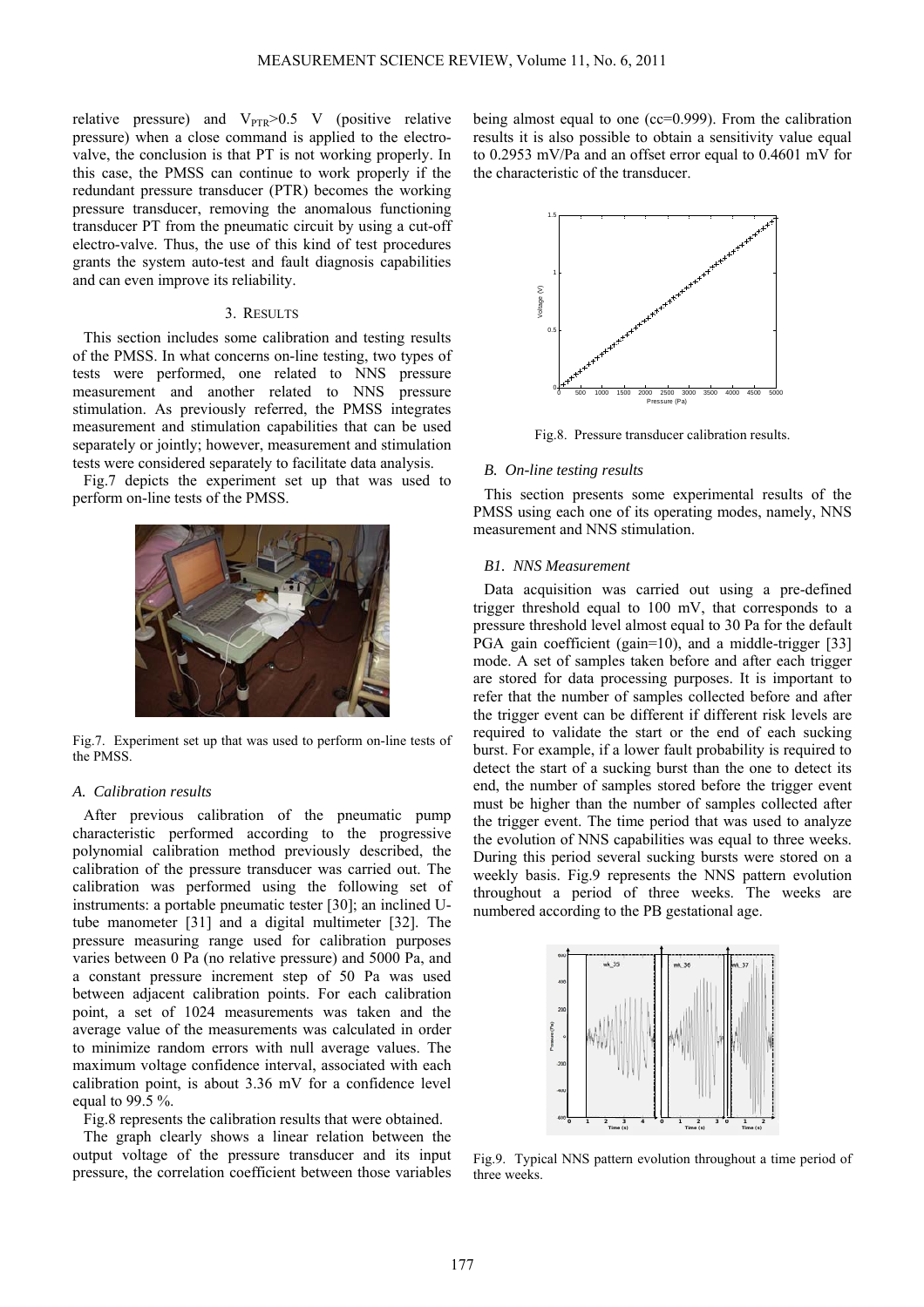relative pressure) and $V_{PTR}$>0.5 V (positive relative pressure) when a close command is applied to the electro-valve, the conclusion is that PT is not working properly. In this case, the PMSS can continue to work properly if the redundant pressure transducer (PTR) becomes the working pressure transducer, removing the anomalous functioning transducer PT from the pneumatic circuit by using a cut-off electro-valve. Thus, the use of this kind of test procedures grants the system auto-test and fault diagnosis capabilities and can even improve its reliability.

## 3. RESULTS

This section includes some calibration and testing results of the PMSS. In what concerns on-line testing, two types of tests were performed, one related to NNS pressure measurement and another related to NNS pressure stimulation. As previously referred, the PMSS integrates measurement and stimulation capabilities that can be used separately or jointly; however, measurement and stimulation tests were considered separately to facilitate data analysis.

Fig.7 depicts the experiment set up that was used to perform on-line tests of the PMSS.

Fig.7. Experiment set up that was used to perform on-line tests of the PMSS.

### *A. Calibration results*

After previous calibration of the pneumatic pump characteristic performed according to the progressive polynomial calibration method previously described, the calibration of the pressure transducer was carried out. The calibration was performed using the following set of instruments: a portable pneumatic tester [30]; an inclined U-tube manometer [31] and a digital multimeter [32]. The pressure measuring range used for calibration purposes varies between 0 Pa (no relative pressure) and 5000 Pa, and a constant pressure increment step of 50 Pa was used between adjacent calibration points. For each calibration point, a set of 1024 measurements was taken and the average value of the measurements was calculated in order to minimize random errors with null average values. The maximum voltage confidence interval, associated with each calibration point, is about 3.36 mV for a confidence level equal to 99.5 %.

Fig.8 represents the calibration results that were obtained.

The graph clearly shows a linear relation between the output voltage of the pressure transducer and its input pressure, the correlation coefficient between those variables being almost equal to one (cc=0.999). From the calibration results it is also possible to obtain a sensitivity value equal to 0.2953 mV/Pa and an offset error equal to 0.4601 mV for the characteristic of the transducer.

Fig.8. Pressure transducer calibration results.

### *B. On-line testing results*

This section presents some experimental results of the PMSS using each one of its operating modes, namely, NNS measurement and NNS stimulation.

#### *B1. NNS Measurement*

Data acquisition was carried out using a pre-defined trigger threshold equal to 100 mV, that corresponds to a pressure threshold level almost equal to 30 Pa for the default PGA gain coefficient (gain=10), and a middle-trigger [33] mode. A set of samples taken before and after each trigger are stored for data processing purposes. It is important to refer that the number of samples collected before and after the trigger event can be different if different risk levels are required to validate the start or the end of each sucking burst. For example, if a lower fault probability is required to detect the start of a sucking burst than the one to detect its end, the number of samples stored before the trigger event must be higher than the number of samples collected after the trigger event. The time period that was used to analyze the evolution of NNS capabilities was equal to three weeks. During this period several sucking bursts were stored on a weekly basis. Fig.9 represents the NNS pattern evolution throughout a period of three weeks. The weeks are numbered according to the PB gestational age.

Fig.9. Typical NNS pattern evolution throughout a time period of three weeks.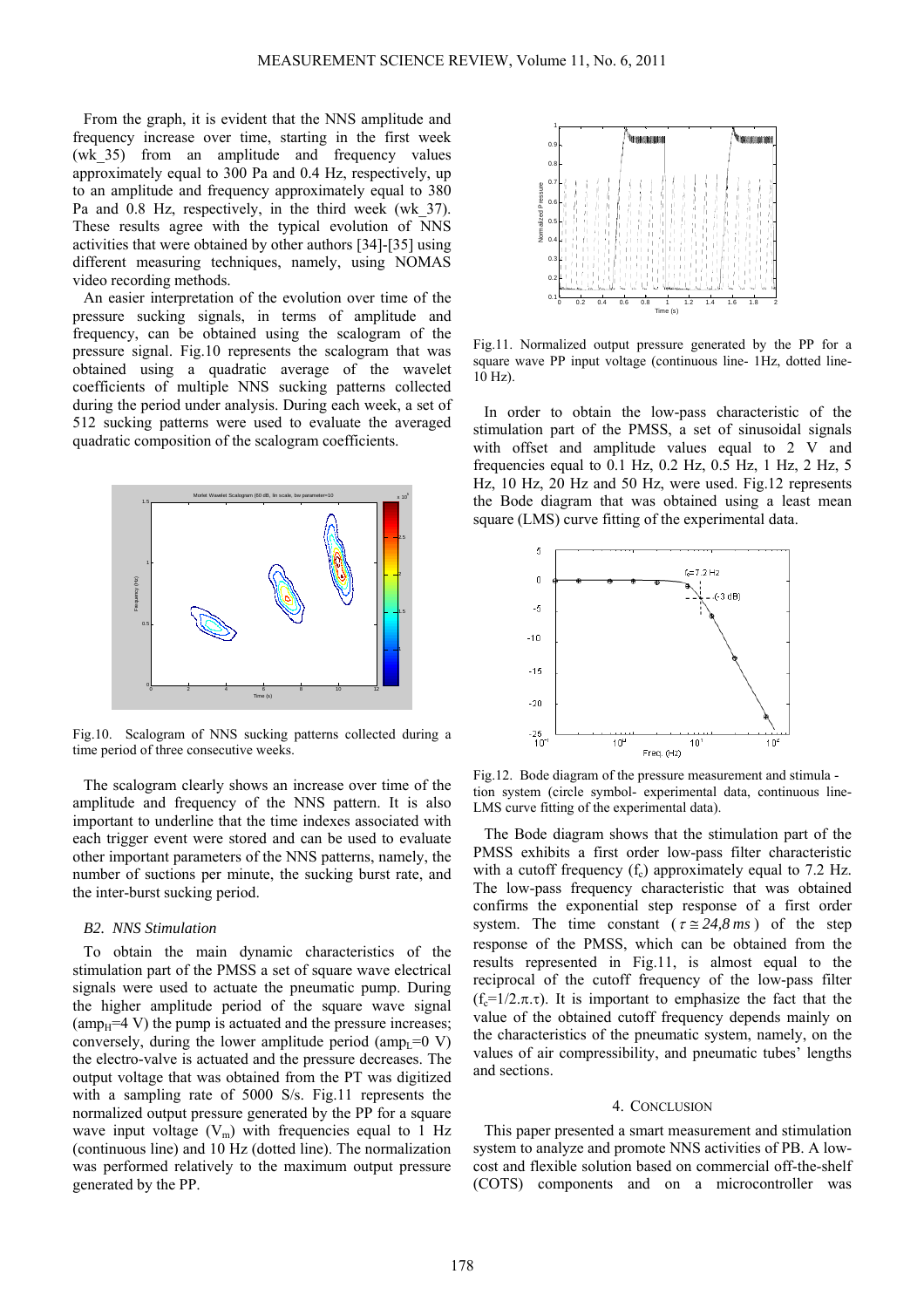From the graph, it is evident that the NNS amplitude and frequency increase over time, starting in the first week (wk_35) from an amplitude and frequency values approximately equal to 300 Pa and 0.4 Hz, respectively, up to an amplitude and frequency approximately equal to 380 Pa and 0.8 Hz, respectively, in the third week (wk_37). These results agree with the typical evolution of NNS activities that were obtained by other authors [34]-[35] using different measuring techniques, namely, using NOMAS video recording methods.

An easier interpretation of the evolution over time of the pressure sucking signals, in terms of amplitude and frequency, can be obtained using the scalogram of the pressure signal. Fig.10 represents the scalogram that was obtained using a quadratic average of the wavelet coefficients of multiple NNS sucking patterns collected during the period under analysis. During each week, a set of 512 sucking patterns were used to evaluate the averaged quadratic composition of the scalogram coefficients.

Fig.10. Scalogram of NNS sucking patterns collected during a time period of three consecutive weeks.

The scalogram clearly shows an increase over time of the amplitude and frequency of the NNS pattern. It is also important to underline that the time indexes associated with each trigger event were stored and can be used to evaluate other important parameters of the NNS patterns, namely, the number of suctions per minute, the sucking burst rate, and the inter-burst sucking period.

### *B2. NNS Stimulation*

To obtain the main dynamic characteristics of the stimulation part of the PMSS a set of square wave electrical signals were used to actuate the pneumatic pump. During the higher amplitude period of the square wave signal ($amp_H$=4 V) the pump is actuated and the pressure increases; conversely, during the lower amplitude period ($amp_L$=0 V) the electro-valve is actuated and the pressure decreases. The output voltage that was obtained from the PT was digitized with a sampling rate of 5000 S/s. Fig.11 represents the normalized output pressure generated by the PP for a square wave input voltage ($V_m$) with frequencies equal to 1 Hz (continuous line) and 10 Hz (dotted line). The normalization was performed relatively to the maximum output pressure generated by the PP.

Fig.11. Normalized output pressure generated by the PP for a square wave PP input voltage (continuous line- 1Hz, dotted line- 10 Hz).

In order to obtain the low-pass characteristic of the stimulation part of the PMSS, a set of sinusoidal signals with offset and amplitude values equal to 2 V and frequencies equal to 0.1 Hz, 0.2 Hz, 0.5 Hz, 1 Hz, 2 Hz, 5 Hz, 10 Hz, 20 Hz and 50 Hz, were used. Fig.12 represents the Bode diagram that was obtained using a least mean square (LMS) curve fitting of the experimental data.

Fig.12. Bode diagram of the pressure measurement and stimulation system (circle symbol- experimental data, continuous line- LMS curve fitting of the experimental data).

The Bode diagram shows that the stimulation part of the PMSS exhibits a first order low-pass filter characteristic with a cutoff frequency ($f_c$) approximately equal to 7.2 Hz. The low-pass frequency characteristic that was obtained confirms the exponential step response of a first order system. The time constant ($\tau \cong 24{,}8\,ms$) of the step response of the PMSS, which can be obtained from the results represented in Fig.11, is almost equal to the reciprocal of the cutoff frequency of the low-pass filter ($f_c=1/2.\pi.\tau$). It is important to emphasize the fact that the value of the obtained cutoff frequency depends mainly on the characteristics of the pneumatic system, namely, on the values of air compressibility, and pneumatic tubes' lengths and sections.

## 4. CONCLUSION

This paper presented a smart measurement and stimulation system to analyze and promote NNS activities of PB. A low-cost and flexible solution based on commercial off-the-shelf (COTS) components and on a microcontroller was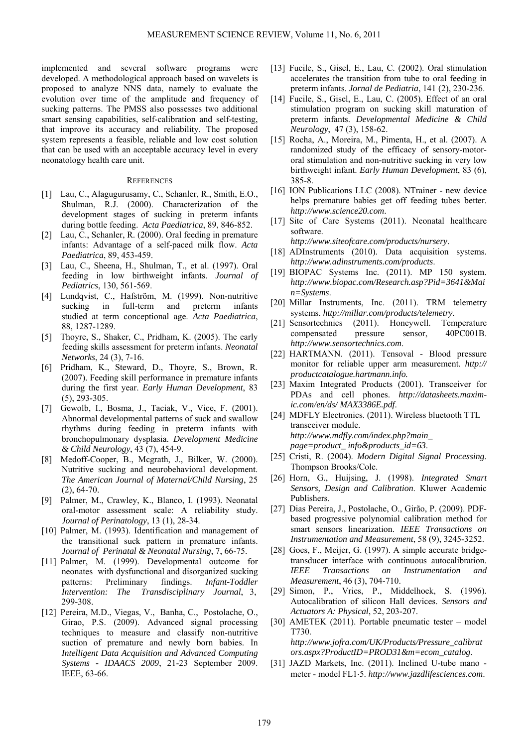implemented and several software programs were developed. A methodological approach based on wavelets is proposed to analyze NNS data, namely to evaluate the evolution over time of the amplitude and frequency of sucking patterns. The PMSS also possesses two additional smart sensing capabilities, self-calibration and self-testing, that improve its accuracy and reliability. The proposed system represents a feasible, reliable and low cost solution that can be used with an acceptable accuracy level in every neonatology health care unit.

## REFERENCES

[1] Lau, C., Alagugurusamy, C., Schanler, R., Smith, E.O., Shulman, R.J. (2000). Characterization of the development stages of sucking in preterm infants during bottle feeding. *Acta Paediatrica*, 89, 846-852.

[2] Lau, C., Schanler, R. (2000). Oral feeding in premature infants: Advantage of a self-paced milk flow. *Acta Paediatrica*, 89, 453-459.

[3] Lau, C., Sheena, H., Shulman, T., et al. (1997). Oral feeding in low birthweight infants. *Journal of Pediatrics*, 130, 561-569.

[4] Lundqvist, C., Hafström, M. (1999). Non-nutritive sucking in full-term and preterm infants studied at term conceptional age. *Acta Paediatrica*, 88, 1287-1289.

[5] Thoyre, S., Shaker, C., Pridham, K. (2005). The early feeding skills assessment for preterm infants. *Neonatal Networks*, 24 (3), 7-16.

[6] Pridham, K., Steward, D., Thoyre, S., Brown, R. (2007). Feeding skill performance in premature infants during the first year. *Early Human Development*, 83 (5), 293-305.

[7] Gewolb, I., Bosma, J., Taciak, V., Vice, F. (2001). Abnormal developmental patterns of suck and swallow rhythms during feeding in preterm infants with bronchopulmonary dysplasia. *Development Medicine & Child Neurology*, 43 (7), 454-9.

[8] Medoff-Cooper, B., Mcgrath, J., Bilker, W. (2000). Nutritive sucking and neurobehavioral development. *The American Journal of Maternal/Child Nursing*, 25 (2), 64-70.

[9] Palmer, M., Crawley, K., Blanco, I. (1993). Neonatal oral-motor assessment scale: A reliability study. *Journal of Perinatology*, 13 (1), 28-34.

[10] Palmer, M. (1993). Identification and management of the transitional suck pattern in premature infants. *Journal of Perinatal & Neonatal Nursing*, 7, 66-75.

[11] Palmer, M. (1999). Developmental outcome for neonates with dysfunctional and disorganized sucking patterns: Preliminary findings. *Infant-Toddler Intervention: The Transdisciplinary Journal*, 3, 299-308.

[12] Pereira, M.D., Viegas, V., Banha, C., Postolache, O., Girao, P.S. (2009). Advanced signal processing techniques to measure and classify non-nutritive suction of premature and newly born babies. In *Intelligent Data Acquisition and Advanced Computing Systems - IDAACS 2009*, 21-23 September 2009. IEEE, 63-66.

[13] Fucile, S., Gisel, E., Lau, C. (2002). Oral stimulation accelerates the transition from tube to oral feeding in preterm infants. *Jornal de Pediatria*, 141 (2), 230-236.

[14] Fucile, S., Gisel, E., Lau, C. (2005). Effect of an oral stimulation program on sucking skill maturation of preterm infants. *Developmental Medicine & Child Neurology*, 47 (3), 158-62.

[15] Rocha, A., Moreira, M., Pimenta, H., et al. (2007). A randomized study of the efficacy of sensory-motor-oral stimulation and non-nutritive sucking in very low birthweight infant. *Early Human Development*, 83 (6), 385-8.

[16] ION Publications LLC (2008). NTrainer - new device helps premature babies get off feeding tubes better. *http://www.science20.com*.

[17] Site of Care Systems (2011). Neonatal healthcare software. *http://www.siteofcare.com/products/nursery*.

[18] ADInstruments (2010). Data acquisition systems. *http://www.adinstruments.com/products*.

[19] BIOPAC Systems Inc. (2011). MP 150 system. *http://www.biopac.com/Research.asp?Pid=3641&Main=Systems*.

[20] Millar Instruments, Inc. (2011). TRM telemetry systems. *http://millar.com/products/telemetry*.

[21] Sensortechnics (2011). Honeywell. Temperature compensated pressure sensor, 40PC001B. *http://www.sensortechnics.com*.

[22] HARTMANN. (2011). Tensoval - Blood pressure monitor for reliable upper arm measurement. *http://productcatalogue.hartmann.info.*

[23] Maxim Integrated Products (2001). Transceiver for PDAs and cell phones. *http://datasheets.maxim-ic.com/en/ds/ MAX3386E.pdf*.

[24] MDFLY Electronics. (2011). Wireless bluetooth TTL transceiver module. *http://www.mdfly.com/index.php?main_ page=product_ info&products_id=63*.

[25] Cristi, R. (2004). *Modern Digital Signal Processing*. Thompson Brooks/Cole.

[26] Horn, G., Huijsing, J. (1998). *Integrated Smart Sensors, Design and Calibration*. Kluwer Academic Publishers.

[27] Dias Pereira, J., Postolache, O., Girão, P. (2009). PDF-based progressive polynomial calibration method for smart sensors linearization. *IEEE Transactions on Instrumentation and Measurement*, 58 (9), 3245-3252.

[28] Goes, F., Meijer, G. (1997). A simple accurate bridge-transducer interface with continuous autocalibration. *IEEE Transactions on Instrumentation and Measurement*, 46 (3), 704-710.

[29] Simon, P., Vries, P., Middelhoek, S. (1996). Autocalibration of silicon Hall devices. *Sensors and Actuators A: Physical*, 52, 203-207.

[30] AMETEK (2011). Portable pneumatic tester – model T730. *http://www.jofra.com/UK/Products/Pressure_calibrators.aspx?ProductID=PROD31&m=ecom_catalog*.

[31] JAZD Markets, Inc. (2011). Inclined U-tube mano - meter - model FL1·5. *http://www.jazdlifesciences.com*.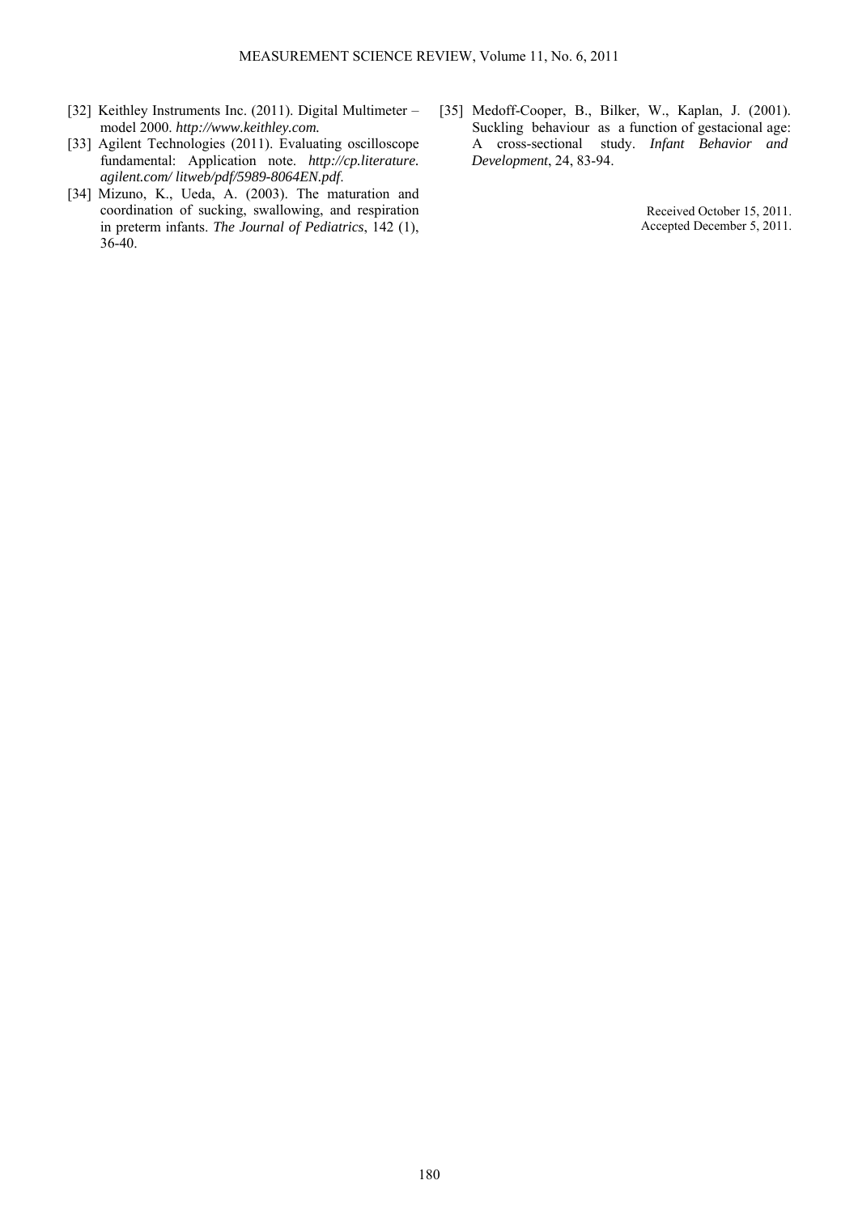[32] Keithley Instruments Inc. (2011). Digital Multimeter – model 2000. *http://www.keithley.com.*

[33] Agilent Technologies (2011). Evaluating oscilloscope fundamental: Application note. *http://cp.literature. agilent.com/ litweb/pdf/5989-8064EN.pdf*.

[34] Mizuno, K., Ueda, A. (2003). The maturation and coordination of sucking, swallowing, and respiration in preterm infants. *The Journal of Pediatrics*, 142 (1), 36-40.

[35] Medoff-Cooper, B., Bilker, W., Kaplan, J. (2001). Suckling behaviour as a function of gestacional age: A cross-sectional study. *Infant Behavior and Development*, 24, 83-94.

Received October 15, 2011.
Accepted December 5, 2011.